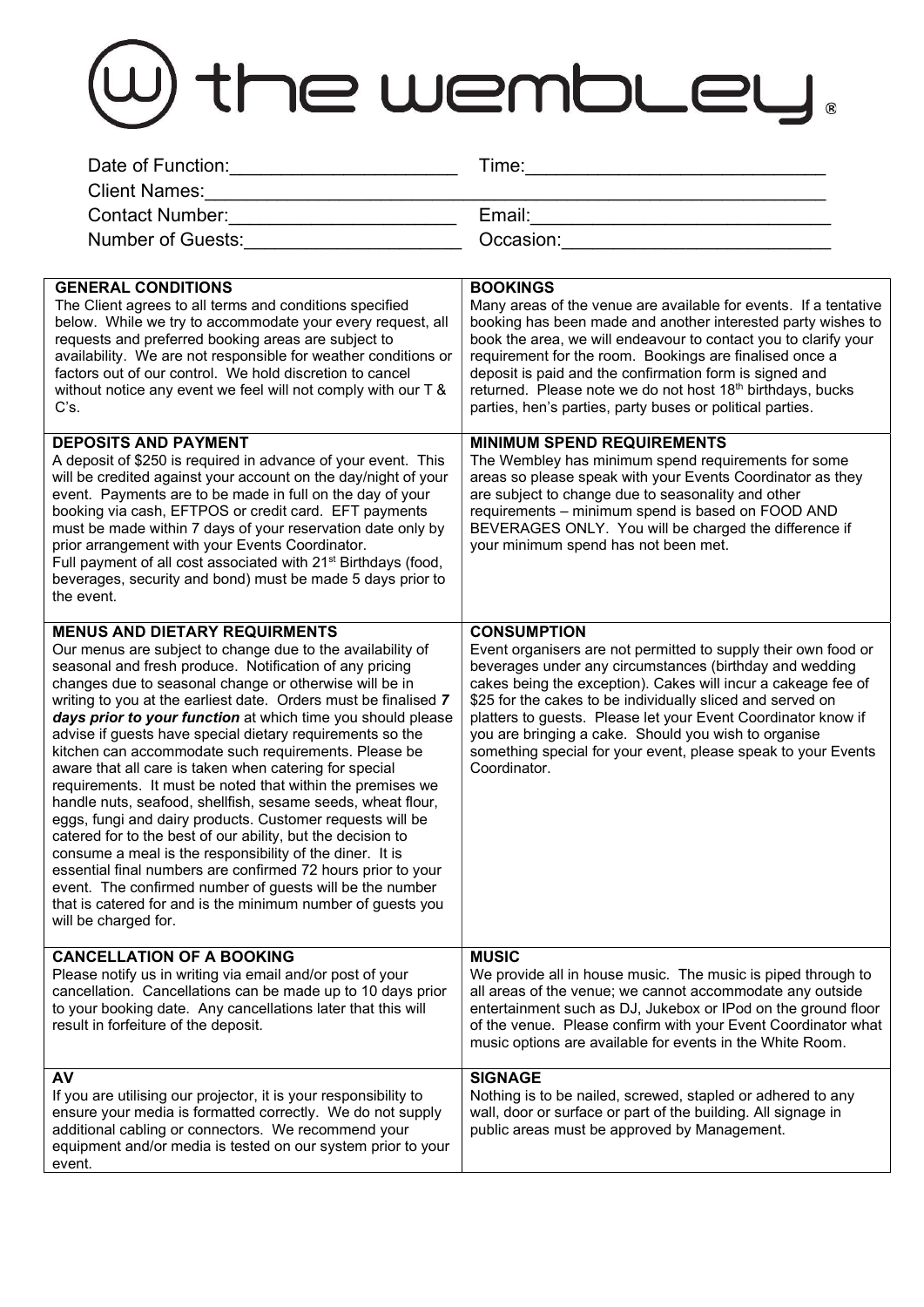# the wembley®

Date of Function:______________________ Time:_____________________________

Client Names:___________________________________________________________

Contact Number:______________________ Email:______________________________

Number of Guests:_____________________ Occasion:__________________________

## GENERAL CONDITIONS

The Client agrees to all terms and conditions specified below. While we try to accommodate your every request, all requests and preferred booking areas are subject to availability. We are not responsible for weather conditions or factors out of our control. We hold discretion to cancel without notice any event we feel will not comply with our T & C's.

## BOOKINGS

Many areas of the venue are available for events. If a tentative booking has been made and another interested party wishes to book the area, we will endeavour to contact you to clarify your requirement for the room. Bookings are finalised once a deposit is paid and the confirmation form is signed and returned. Please note we do not host 18th birthdays, bucks parties, hen's parties, party buses or political parties.

## DEPOSITS AND PAYMENT

A deposit of $250 is required in advance of your event. This will be credited against your account on the day/night of your event. Payments are to be made in full on the day of your booking via cash, EFTPOS or credit card. EFT payments must be made within 7 days of your reservation date only by prior arrangement with your Events Coordinator.

Full payment of all cost associated with 21st Birthdays (food, beverages, security and bond) must be made 5 days prior to the event.

## MINIMUM SPEND REQUIREMENTS

The Wembley has minimum spend requirements for some areas so please speak with your Events Coordinator as they are subject to change due to seasonality and other requirements – minimum spend is based on FOOD AND BEVERAGES ONLY. You will be charged the difference if your minimum spend has not been met.

## MENUS AND DIETARY REQUIRMENTS

Our menus are subject to change due to the availability of seasonal and fresh produce. Notification of any pricing changes due to seasonal change or otherwise will be in writing to you at the earliest date. Orders must be finalised ***7 days prior to your function*** at which time you should please advise if guests have special dietary requirements so the kitchen can accommodate such requirements. Please be aware that all care is taken when catering for special requirements. It must be noted that within the premises we handle nuts, seafood, shellfish, sesame seeds, wheat flour, eggs, fungi and dairy products. Customer requests will be catered for to the best of our ability, but the decision to consume a meal is the responsibility of the diner. It is essential final numbers are confirmed 72 hours prior to your event. The confirmed number of guests will be the number that is catered for and is the minimum number of guests you will be charged for.

## CONSUMPTION

Event organisers are not permitted to supply their own food or beverages under any circumstances (birthday and wedding cakes being the exception). Cakes will incur a cakeage fee of $25 for the cakes to be individually sliced and served on platters to guests. Please let your Event Coordinator know if you are bringing a cake. Should you wish to organise something special for your event, please speak to your Events Coordinator.

## CANCELLATION OF A BOOKING

Please notify us in writing via email and/or post of your cancellation. Cancellations can be made up to 10 days prior to your booking date. Any cancellations later that this will result in forfeiture of the deposit.

## MUSIC

We provide all in house music. The music is piped through to all areas of the venue; we cannot accommodate any outside entertainment such as DJ, Jukebox or IPod on the ground floor of the venue. Please confirm with your Event Coordinator what music options are available for events in the White Room.

## AV

If you are utilising our projector, it is your responsibility to ensure your media is formatted correctly. We do not supply additional cabling or connectors. We recommend your equipment and/or media is tested on our system prior to your event.

## SIGNAGE

Nothing is to be nailed, screwed, stapled or adhered to any wall, door or surface or part of the building. All signage in public areas must be approved by Management.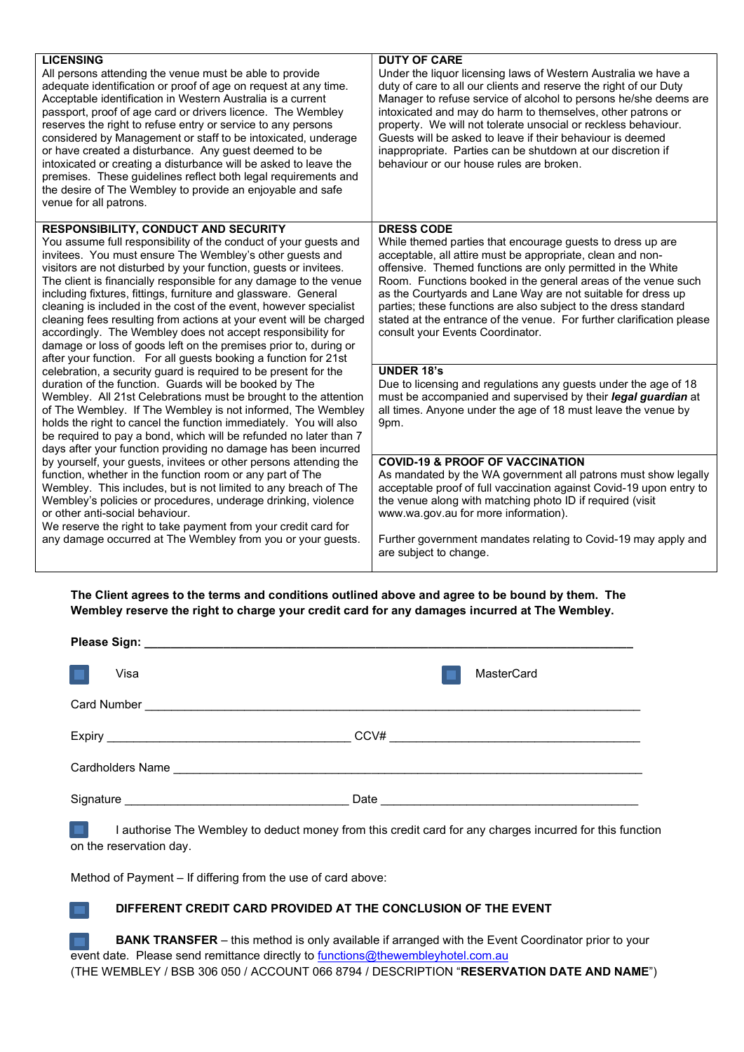### LICENSING

All persons attending the venue must be able to provide adequate identification or proof of age on request at any time. Acceptable identification in Western Australia is a current passport, proof of age card or drivers licence. The Wembley reserves the right to refuse entry or service to any persons considered by Management or staff to be intoxicated, underage or have created a disturbance. Any guest deemed to be intoxicated or creating a disturbance will be asked to leave the premises. These guidelines reflect both legal requirements and the desire of The Wembley to provide an enjoyable and safe venue for all patrons.

### DUTY OF CARE

Under the liquor licensing laws of Western Australia we have a duty of care to all our clients and reserve the right of our Duty Manager to refuse service of alcohol to persons he/she deems are intoxicated and may do harm to themselves, other patrons or property. We will not tolerate unsocial or reckless behaviour. Guests will be asked to leave if their behaviour is deemed inappropriate. Parties can be shutdown at our discretion if behaviour or our house rules are broken.

### RESPONSIBILITY, CONDUCT AND SECURITY

You assume full responsibility of the conduct of your guests and invitees. You must ensure The Wembley's other guests and visitors are not disturbed by your function, guests or invitees. The client is financially responsible for any damage to the venue including fixtures, fittings, furniture and glassware. General cleaning is included in the cost of the event, however specialist cleaning fees resulting from actions at your event will be charged accordingly. The Wembley does not accept responsibility for damage or loss of goods left on the premises prior to, during or after your function. For all guests booking a function for 21st celebration, a security guard is required to be present for the duration of the function. Guards will be booked by The Wembley. All 21st Celebrations must be brought to the attention of The Wembley. If The Wembley is not informed, The Wembley holds the right to cancel the function immediately. You will also be required to pay a bond, which will be refunded no later than 7 days after your function providing no damage has been incurred by yourself, your guests, invitees or other persons attending the function, whether in the function room or any part of The Wembley. This includes, but is not limited to any breach of The Wembley's policies or procedures, underage drinking, violence or other anti-social behaviour.

We reserve the right to take payment from your credit card for any damage occurred at The Wembley from you or your guests.

### DRESS CODE

While themed parties that encourage guests to dress up are acceptable, all attire must be appropriate, clean and non-offensive. Themed functions are only permitted in the White Room. Functions booked in the general areas of the venue such as the Courtyards and Lane Way are not suitable for dress up parties; these functions are also subject to the dress standard stated at the entrance of the venue. For further clarification please consult your Events Coordinator.

### UNDER 18's

Due to licensing and regulations any guests under the age of 18 must be accompanied and supervised by their ***legal guardian*** at all times. Anyone under the age of 18 must leave the venue by 9pm.

### COVID-19 & PROOF OF VACCINATION

As mandated by the WA government all patrons must show legally acceptable proof of full vaccination against Covid-19 upon entry to the venue along with matching photo ID if required (visit www.wa.gov.au for more information).

Further government mandates relating to Covid-19 may apply and are subject to change.

**The Client agrees to the terms and conditions outlined above and agree to be bound by them. The Wembley reserve the right to charge your credit card for any damages incurred at The Wembley.**

**Please Sign:** ________________________________________

☐ Visa ☐ MasterCard

Card Number ________________________________________

Expiry ____________________ CCV# ____________________

Cardholders Name ________________________________________

Signature ____________________ Date ____________________

☐ I authorise The Wembley to deduct money from this credit card for any charges incurred for this function on the reservation day.

Method of Payment – If differing from the use of card above:

☐ **DIFFERENT CREDIT CARD PROVIDED AT THE CONCLUSION OF THE EVENT**

☐ **BANK TRANSFER** – this method is only available if arranged with the Event Coordinator prior to your event date. Please send remittance directly to functions@thewembleyhotel.com.au
(THE WEMBLEY / BSB 306 050 / ACCOUNT 066 8794 / DESCRIPTION "**RESERVATION DATE AND NAME**")